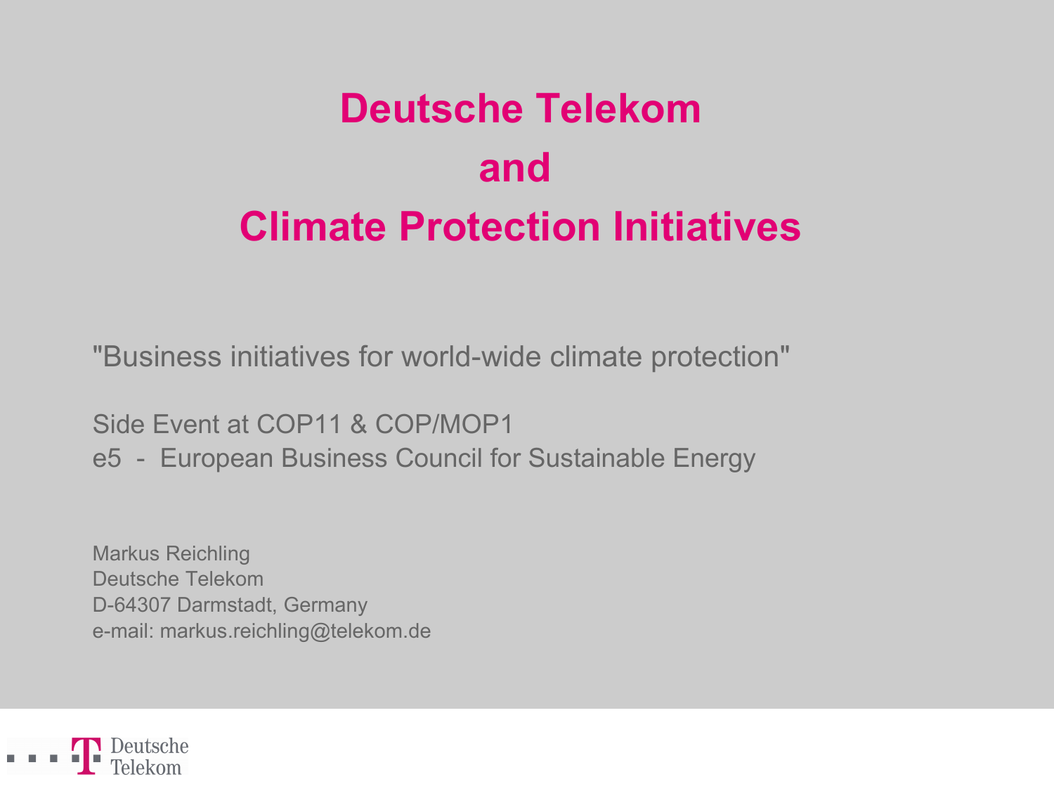# Deutsche Telekom and Climate Protection Initiatives

"Business initiatives for world-wide climate protection"

Side Event at COP11 & COP/MOP1
e5 - European Business Council for Sustainable Energy

Markus Reichling
Deutsche Telekom
D-64307 Darmstadt, Germany
e-mail: markus.reichling@telekom.de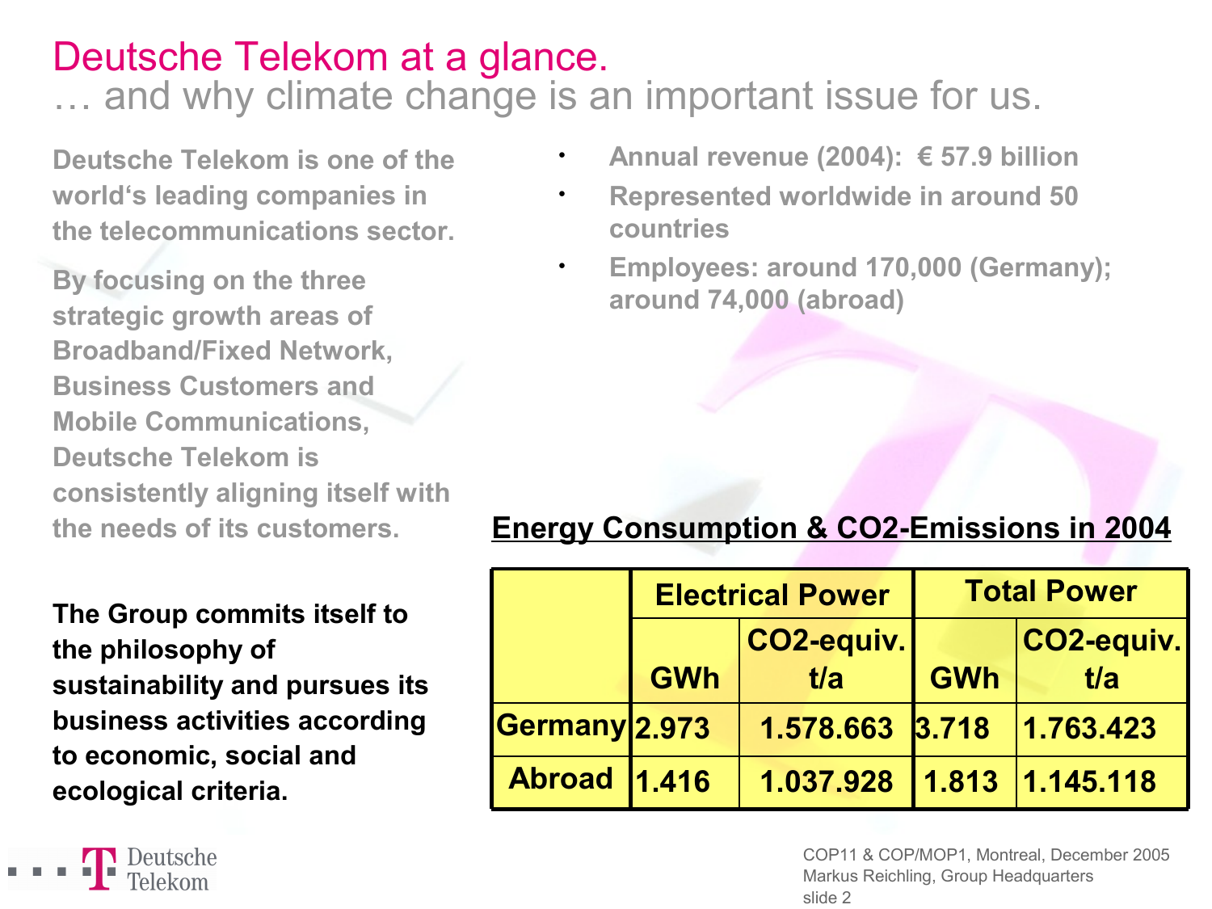# Deutsche Telekom at a glance.

## … and why climate change is an important issue for us.

**Deutsche Telekom is one of the world's leading companies in the telecommunications sector.**

**By focusing on the three strategic growth areas of Broadband/Fixed Network, Business Customers and Mobile Communications, Deutsche Telekom is consistently aligning itself with the needs of its customers.**

- **Annual revenue (2004): € 57.9 billion**
- **Represented worldwide in around 50 countries**
- **Employees: around 170,000 (Germany); around 74,000 (abroad)**

**The Group commits itself to the philosophy of sustainability and pursues its business activities according to economic, social and ecological criteria.**

**Energy Consumption & CO2-Emissions in 2004**

| | Electrical Power | | Total Power | |
|---|---|---|---|---|
| | GWh | CO2-equiv. t/a | GWh | CO2-equiv. t/a |
| Germany | 2.973 | 1.578.663 | 3.718 | 1.763.423 |
| Abroad | 1.416 | 1.037.928 | 1.813 | 1.145.118 |

COP11 & COP/MOP1, Montreal, December 2005
Markus Reichling, Group Headquarters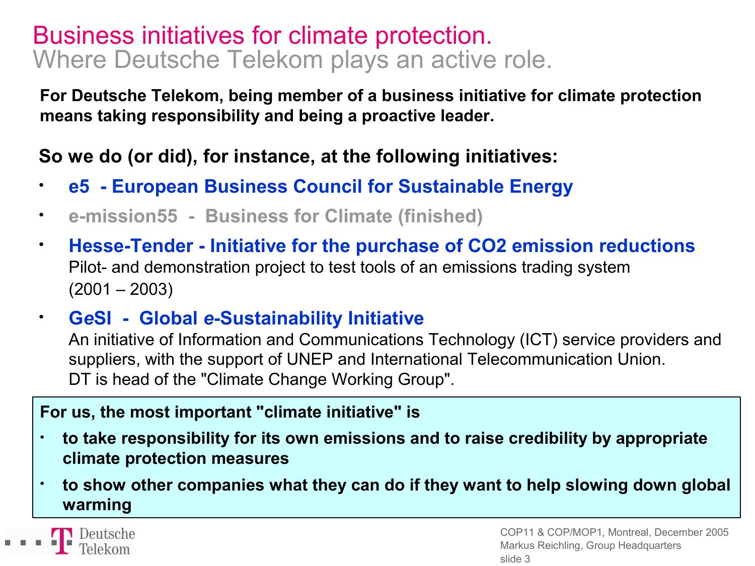# Business initiatives for climate protection.

## Where Deutsche Telekom plays an active role.

**For Deutsche Telekom, being member of a business initiative for climate protection means taking responsibility and being a proactive leader.**

**So we do (or did), for instance, at the following initiatives:**

- **e5 - European Business Council for Sustainable Energy**
- **e-mission55 - Business for Climate (finished)**
- **Hesse-Tender - Initiative for the purchase of CO2 emission reductions**
  Pilot- and demonstration project to test tools of an emissions trading system (2001 – 2003)
- **G*e*SI - Global *e*-Sustainability Initiative**
  An initiative of Information and Communications Technology (ICT) service providers and suppliers, with the support of UNEP and International Telecommunication Union.
  DT is head of the "Climate Change Working Group".

**For us, the most important "climate initiative" is**

- **to take responsibility for its own emissions and to raise credibility by appropriate climate protection measures**
- **to show other companies what they can do if they want to help slowing down global warming**

COP11 & COP/MOP1, Montreal, December 2005
Markus Reichling, Group Headquarters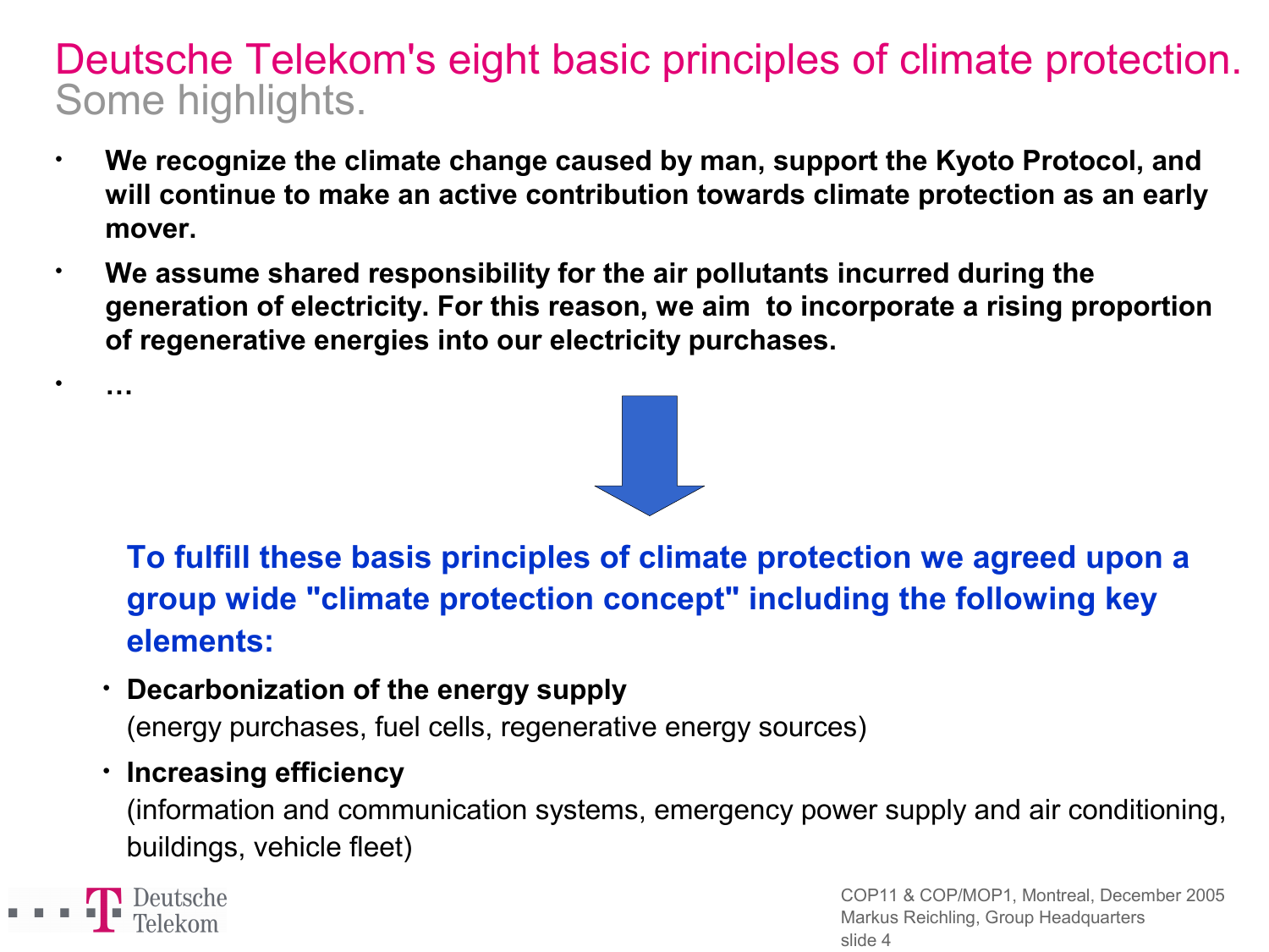# Deutsche Telekom's eight basic principles of climate protection.

## Some highlights.

- **We recognize the climate change caused by man, support the Kyoto Protocol, and will continue to make an active contribution towards climate protection as an early mover.**
- **We assume shared responsibility for the air pollutants incurred during the generation of electricity. For this reason, we aim to incorporate a rising proportion of regenerative energies into our electricity purchases.**
- **…**

**To fulfill these basis principles of climate protection we agreed upon a group wide "climate protection concept" including the following key elements:**

- **Decarbonization of the energy supply**
  (energy purchases, fuel cells, regenerative energy sources)
- **Increasing efficiency**
  (information and communication systems, emergency power supply and air conditioning, buildings, vehicle fleet)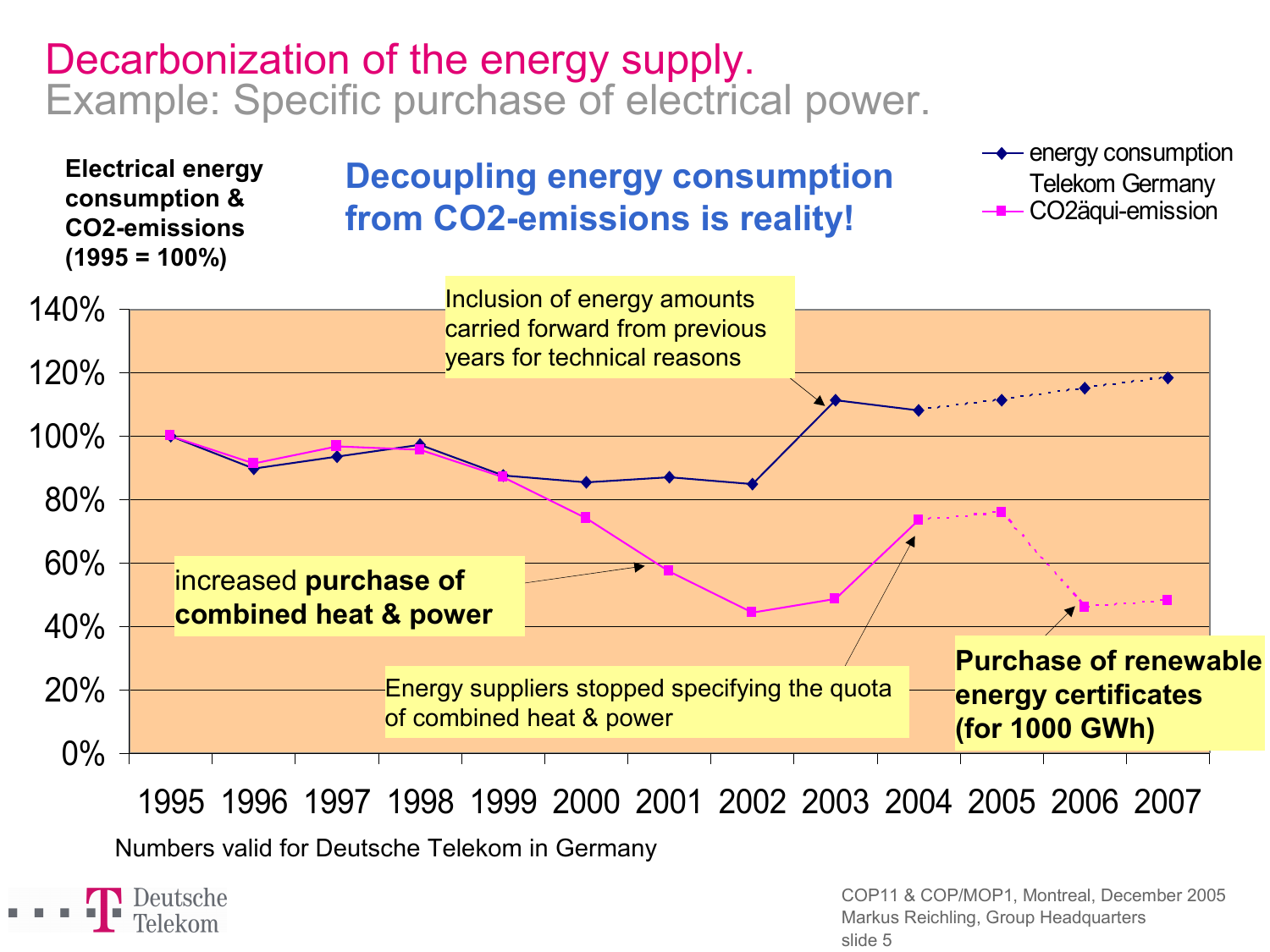# Decarbonization of the energy supply.

## Example: Specific purchase of electrical power.

**Electrical energy consumption & CO2-emissions (1995 = 100%)**

**Decoupling energy consumption from CO2-emissions is reality!**

- energy consumption Telekom Germany
- CO2äqui-emission

Inclusion of energy amounts carried forward from previous years for technical reasons

increased **purchase of combined heat & power**

Energy suppliers stopped specifying the quota of combined heat & power

**Purchase of renewable energy certificates (for 1000 GWh)**

140%, 120%, 100%, 80%, 60%, 40%, 20%, 0%

1995 1996 1997 1998 1999 2000 2001 2002 2003 2004 2005 2006 2007

Numbers valid for Deutsche Telekom in Germany

COP11 & COP/MOP1, Montreal, December 2005
Markus Reichling, Group Headquarters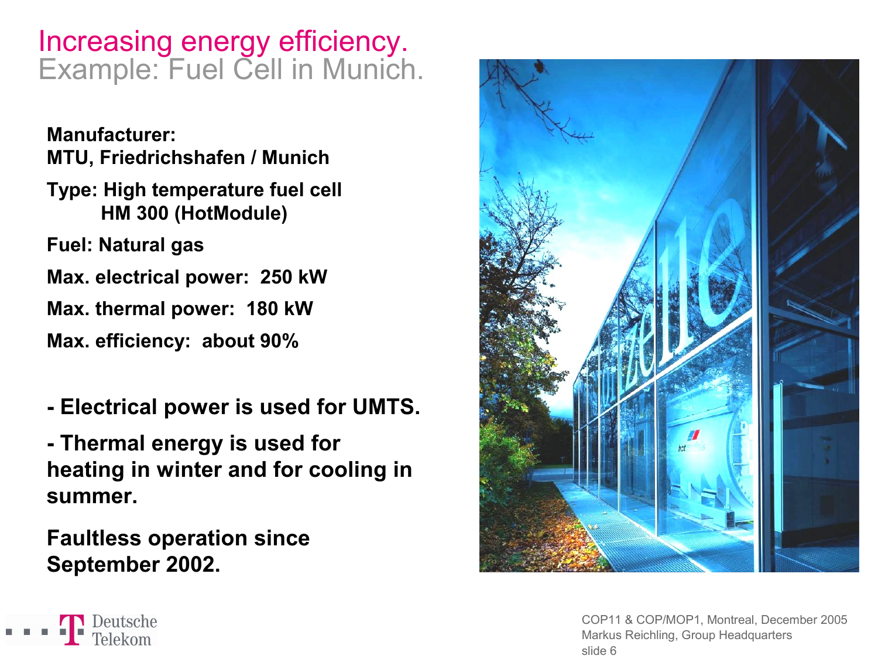# Increasing energy efficiency.

## Example: Fuel Cell in Munich.

**Manufacturer:**
**MTU, Friedrichshafen / Munich**

**Type: High temperature fuel cell**
**HM 300 (HotModule)**

**Fuel: Natural gas**

**Max. electrical power: 250 kW**

**Max. thermal power: 180 kW**

**Max. efficiency: about 90%**

**- Electrical power is used for UMTS.**

**- Thermal energy is used for heating in winter and for cooling in summer.**

**Faultless operation since September 2002.**